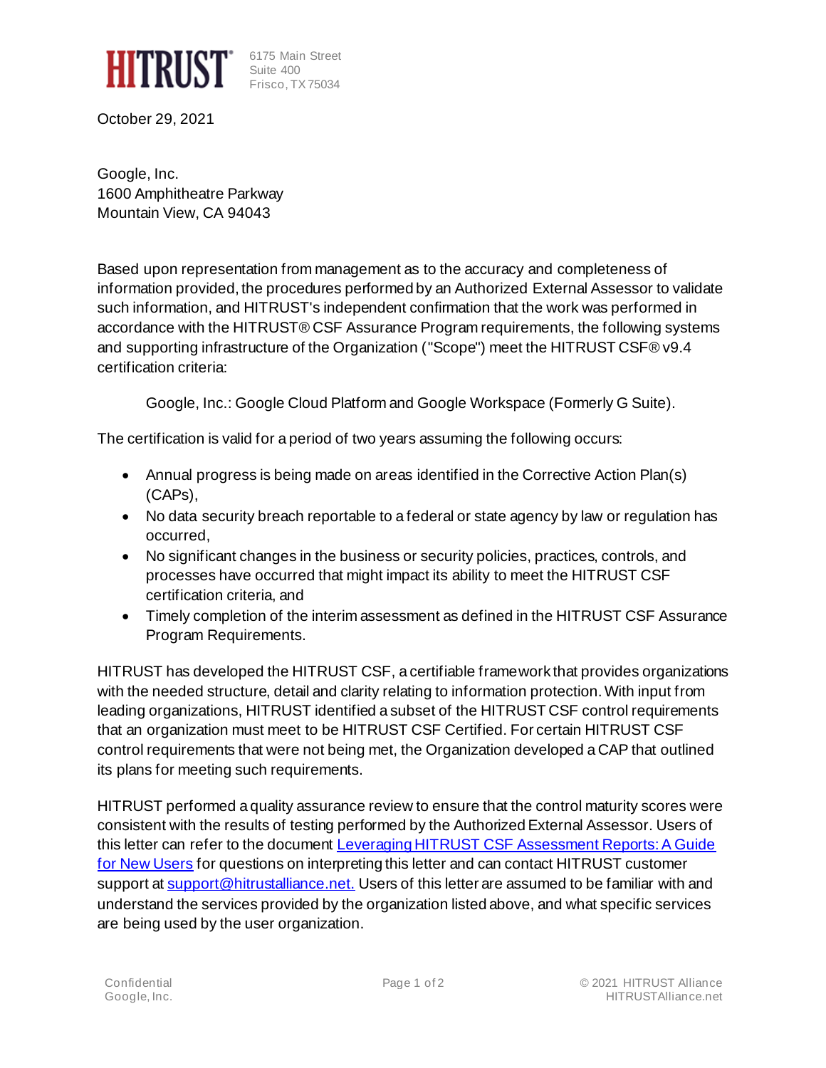**HITRUST**

6175 Main Street
Suite 400
Frisco, TX 75034

October 29, 2021

Google, Inc.
1600 Amphitheatre Parkway
Mountain View, CA 94043

Based upon representation from management as to the accuracy and completeness of information provided, the procedures performed by an Authorized External Assessor to validate such information, and HITRUST's independent confirmation that the work was performed in accordance with the HITRUST® CSF Assurance Program requirements, the following systems and supporting infrastructure of the Organization ("Scope") meet the HITRUST CSF® v9.4 certification criteria:

> Google, Inc.: Google Cloud Platform and Google Workspace (Formerly G Suite).

The certification is valid for a period of two years assuming the following occurs:

- Annual progress is being made on areas identified in the Corrective Action Plan(s) (CAPs),
- No data security breach reportable to a federal or state agency by law or regulation has occurred,
- No significant changes in the business or security policies, practices, controls, and processes have occurred that might impact its ability to meet the HITRUST CSF certification criteria, and
- Timely completion of the interim assessment as defined in the HITRUST CSF Assurance Program Requirements.

HITRUST has developed the HITRUST CSF, a certifiable framework that provides organizations with the needed structure, detail and clarity relating to information protection. With input from leading organizations, HITRUST identified a subset of the HITRUST CSF control requirements that an organization must meet to be HITRUST CSF Certified. For certain HITRUST CSF control requirements that were not being met, the Organization developed a CAP that outlined its plans for meeting such requirements.

HITRUST performed a quality assurance review to ensure that the control maturity scores were consistent with the results of testing performed by the Authorized External Assessor. Users of this letter can refer to the document [Leveraging HITRUST CSF Assessment Reports: A Guide for New Users]() for questions on interpreting this letter and can contact HITRUST customer support at [support@hitrustalliance.net.]() Users of this letter are assumed to be familiar with and understand the services provided by the organization listed above, and what specific services are being used by the user organization.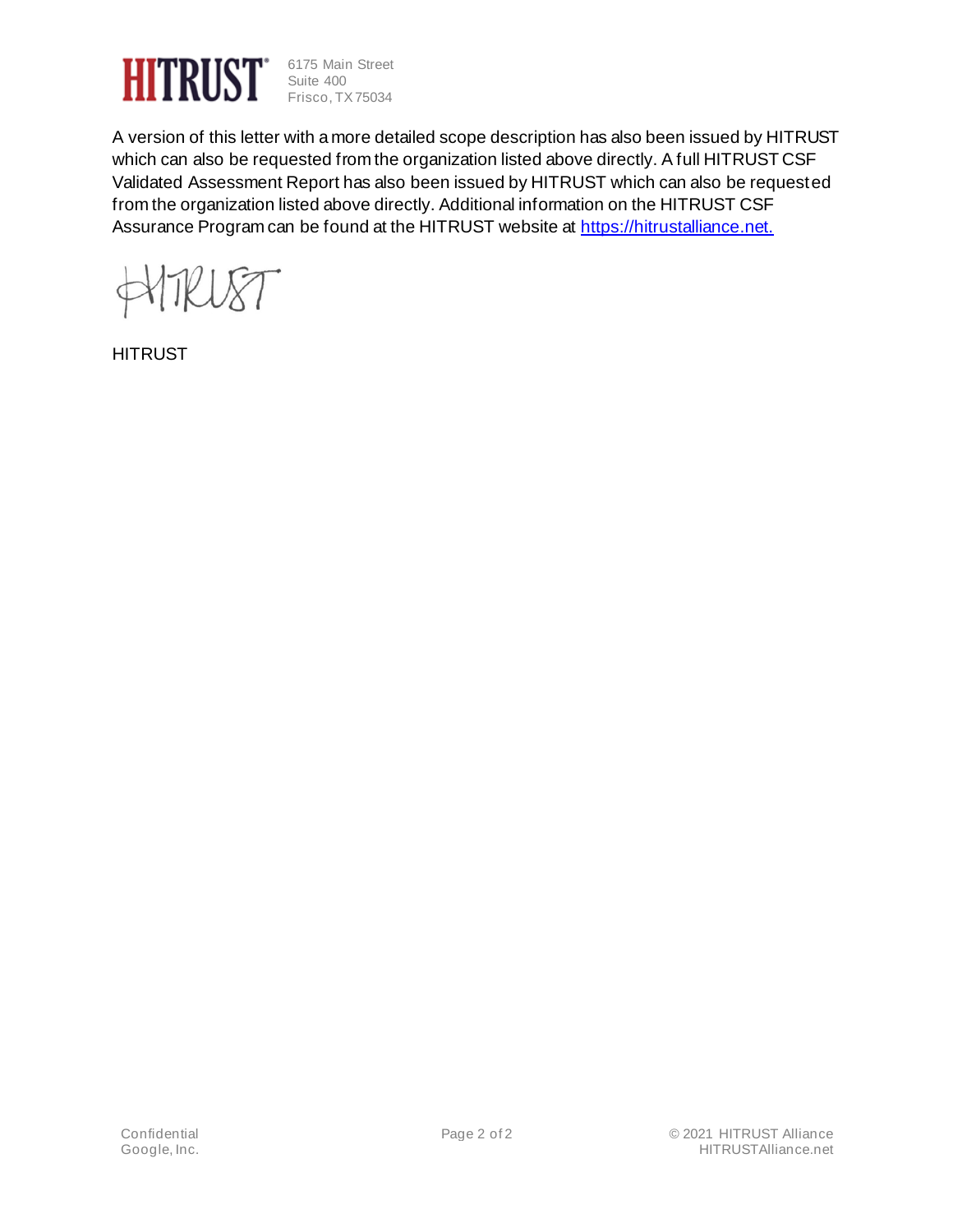HITRUST

6175 Main Street
Suite 400
Frisco, TX 75034

A version of this letter with a more detailed scope description has also been issued by HITRUST which can also be requested from the organization listed above directly. A full HITRUST CSF Validated Assessment Report has also been issued by HITRUST which can also be requested from the organization listed above directly. Additional information on the HITRUST CSF Assurance Program can be found at the HITRUST website at https://hitrustalliance.net.

HITRUST

HITRUST

Confidential
Google, Inc.

© 2021 HITRUST Alliance
HITRUSTAlliance.net